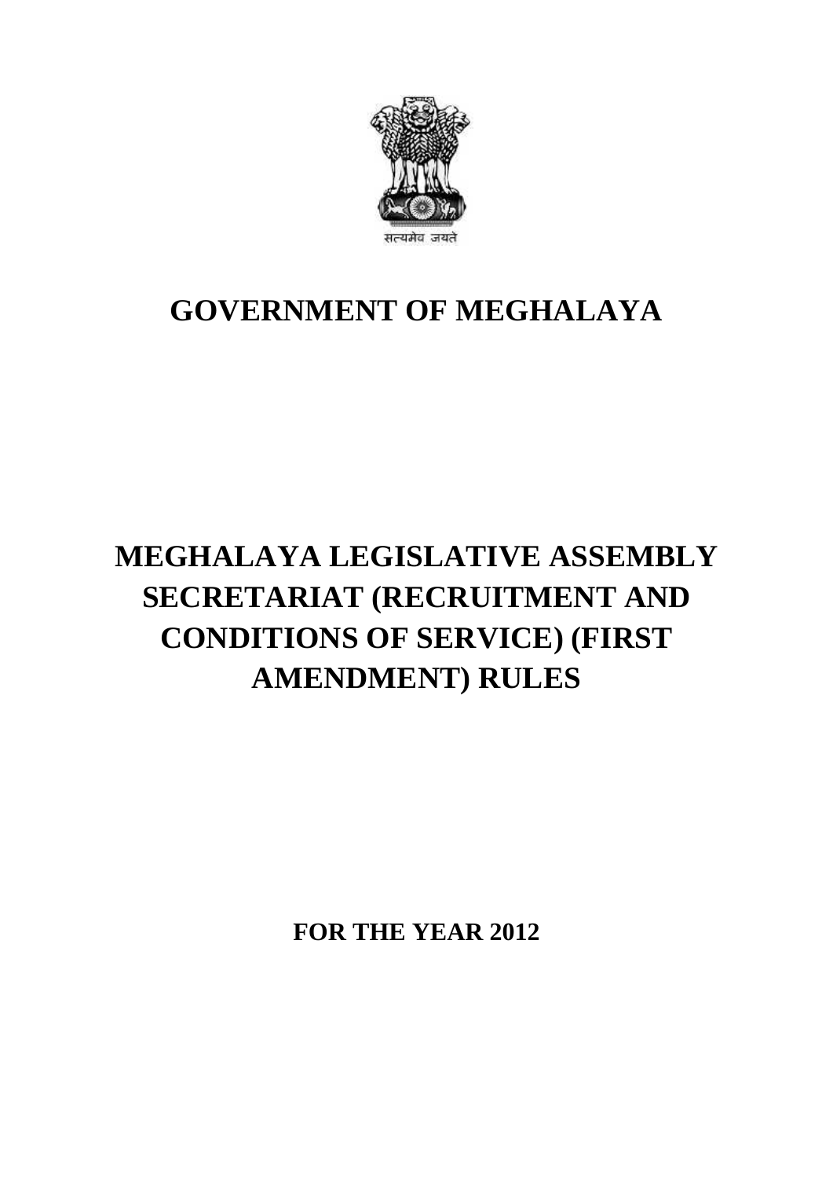सत्यमेव जयते

# GOVERNMENT OF MEGHALAYA

# MEGHALAYA LEGISLATIVE ASSEMBLY SECRETARIAT (RECRUITMENT AND CONDITIONS OF SERVICE) (FIRST AMENDMENT) RULES

**FOR THE YEAR 2012**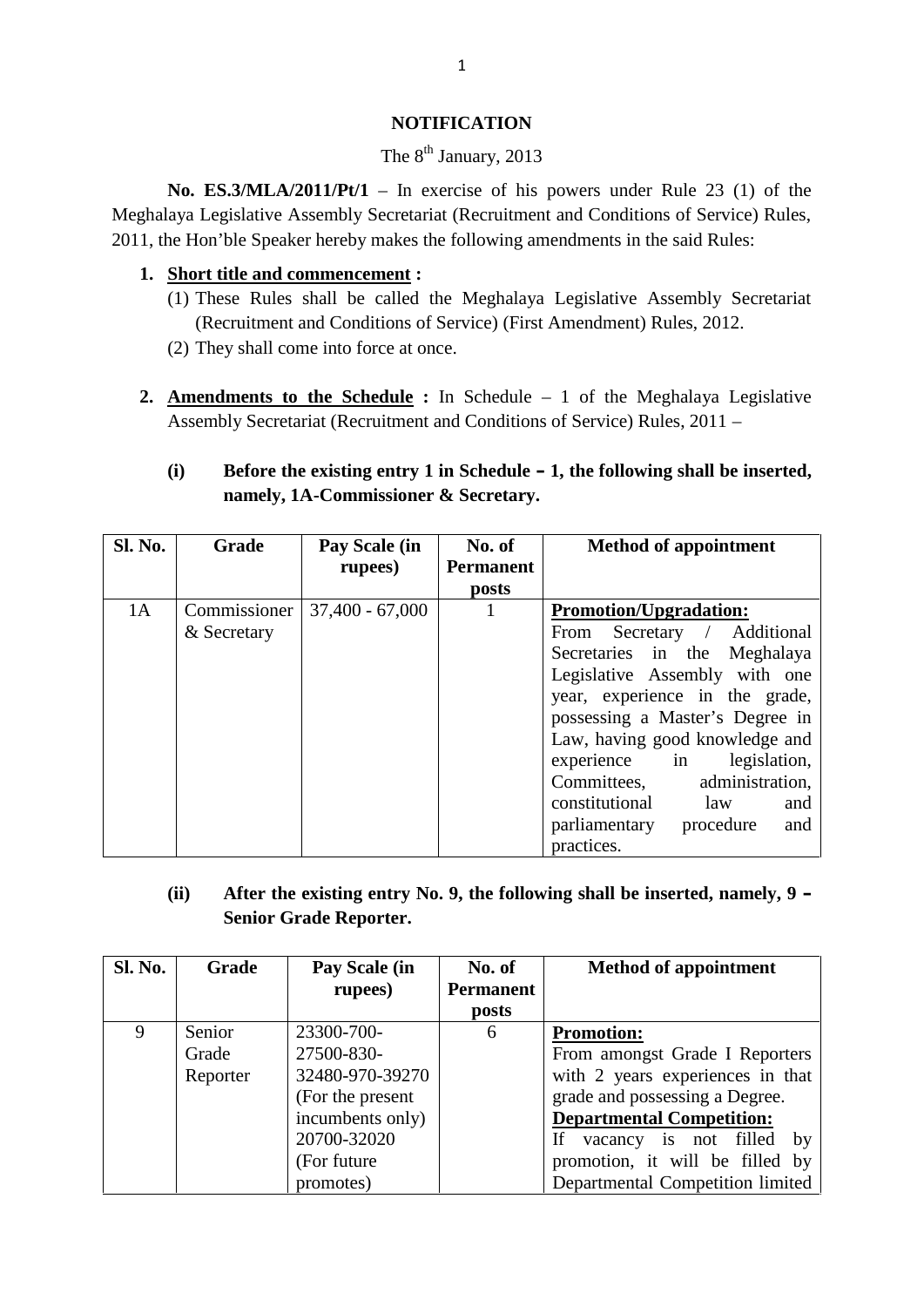## NOTIFICATION

The 8th January, 2013

**No. ES.3/MLA/2011/Pt/1** – In exercise of his powers under Rule 23 (1) of the Meghalaya Legislative Assembly Secretariat (Recruitment and Conditions of Service) Rules, 2011, the Hon'ble Speaker hereby makes the following amendments in the said Rules:

1. **Short title and commencement :**
   (1) These Rules shall be called the Meghalaya Legislative Assembly Secretariat (Recruitment and Conditions of Service) (First Amendment) Rules, 2012.
   (2) They shall come into force at once.

2. **Amendments to the Schedule :** In Schedule – 1 of the Meghalaya Legislative Assembly Secretariat (Recruitment and Conditions of Service) Rules, 2011 –

   **(i) Before the existing entry 1 in Schedule – 1, the following shall be inserted, namely, 1A-Commissioner & Secretary.**

| Sl. No. | Grade | Pay Scale (in rupees) | No. of Permanent posts | Method of appointment |
|---|---|---|---|---|
| 1A | Commissioner & Secretary | 37,400 - 67,000 | 1 | **Promotion/Upgradation:** From Secretary / Additional Secretaries in the Meghalaya Legislative Assembly with one year, experience in the grade, possessing a Master's Degree in Law, having good knowledge and experience in legislation, Committees, administration, constitutional law and parliamentary procedure and practices. |

   **(ii) After the existing entry No. 9, the following shall be inserted, namely, 9 – Senior Grade Reporter.**

| Sl. No. | Grade | Pay Scale (in rupees) | No. of Permanent posts | Method of appointment |
|---|---|---|---|---|
| 9 | Senior Grade Reporter | 23300-700-27500-830-32480-970-39270 (For the present incumbents only) 20700-32020 (For future promotes) | 6 | **Promotion:** From amongst Grade I Reporters with 2 years experiences in that grade and possessing a Degree. **Departmental Competition:** If vacancy is not filled by promotion, it will be filled by Departmental Competition limited |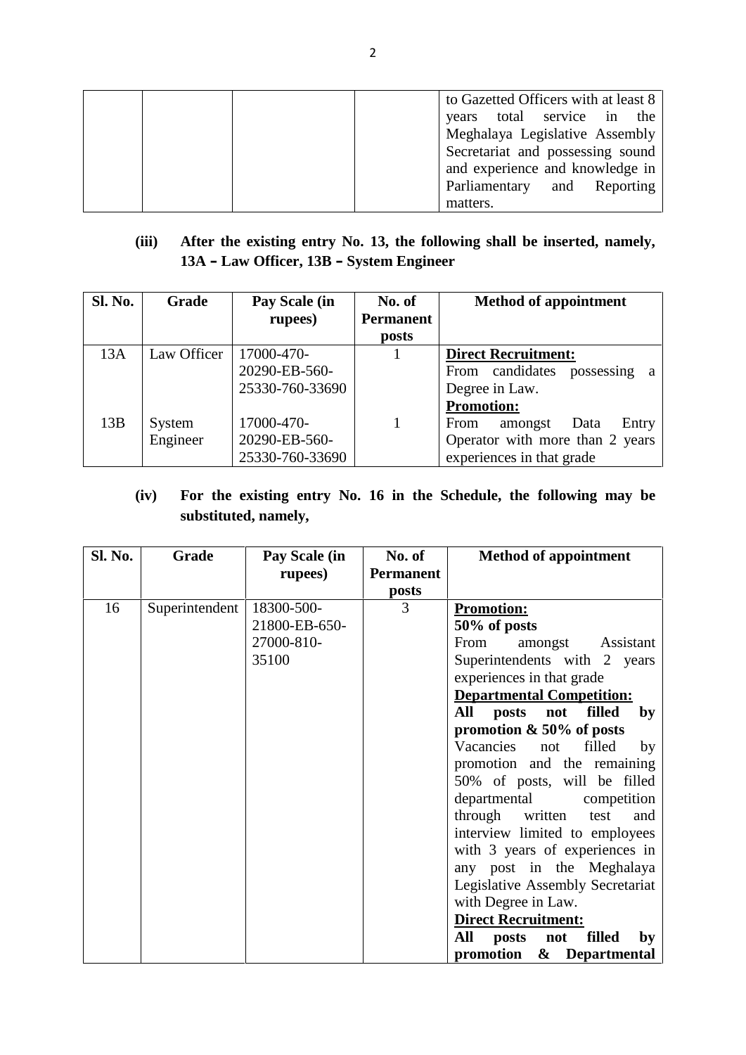| | | | | to Gazetted Officers with at least 8 years total service in the Meghalaya Legislative Assembly Secretariat and possessing sound and experience and knowledge in Parliamentary and Reporting matters. |
|---|---|---|---|---|

**(iii) After the existing entry No. 13, the following shall be inserted, namely, 13A – Law Officer, 13B – System Engineer**

| Sl. No. | Grade | Pay Scale (in rupees) | No. of Permanent posts | Method of appointment |
|---|---|---|---|---|
| 13A | Law Officer | 17000-470-20290-EB-560-25330-760-33690 | 1 | **Direct Recruitment:** From candidates possessing a Degree in Law. |
| 13B | System Engineer | 17000-470-20290-EB-560-25330-760-33690 | 1 | **Promotion:** From amongst Data Entry Operator with more than 2 years experiences in that grade |

**(iv) For the existing entry No. 16 in the Schedule, the following may be substituted, namely,**

| Sl. No. | Grade | Pay Scale (in rupees) | No. of Permanent posts | Method of appointment |
|---|---|---|---|---|
| 16 | Superintendent | 18300-500-21800-EB-650-27000-810-35100 | 3 | **Promotion:** **50% of posts** From amongst Assistant Superintendents with 2 years experiences in that grade **Departmental Competition:** **All posts not filled by promotion & 50% of posts** Vacancies not filled by promotion and the remaining 50% of posts, will be filled departmental competition through written test and interview limited to employees with 3 years of experiences in any post in the Meghalaya Legislative Assembly Secretariat with Degree in Law. **Direct Recruitment:** **All posts not filled by promotion & Departmental** |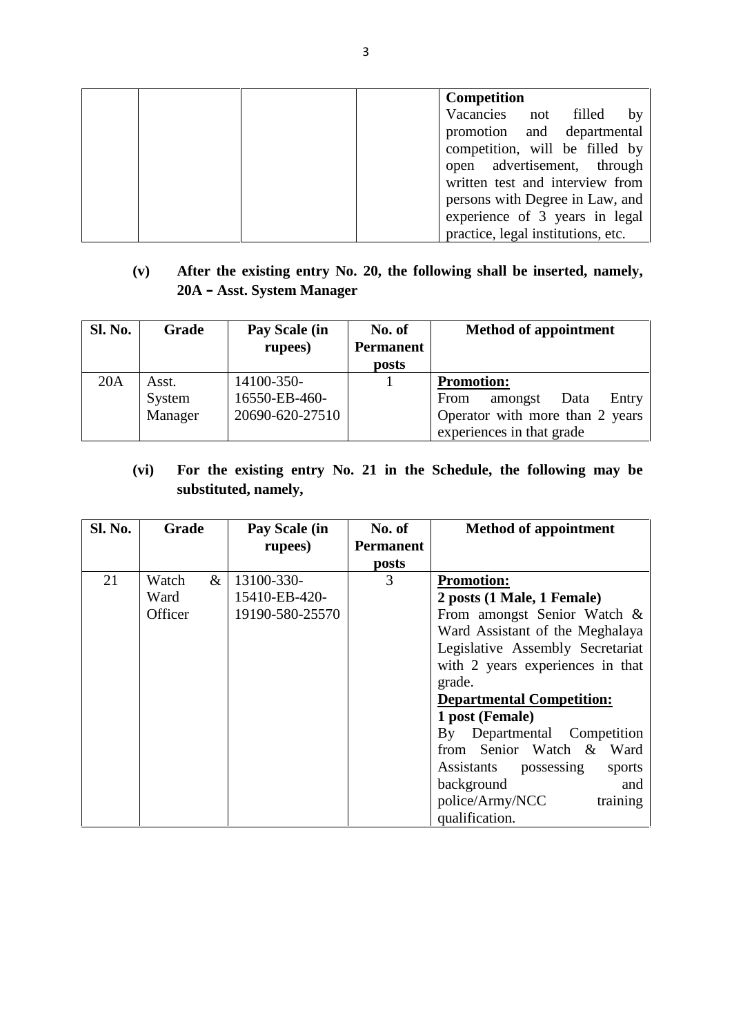| | | | | **Competition** Vacancies not filled by promotion and departmental competition, will be filled by open advertisement, through written test and interview from persons with Degree in Law, and experience of 3 years in legal practice, legal institutions, etc. |
|---|---|---|---|---|

**(v) After the existing entry No. 20, the following shall be inserted, namely, 20A – Asst. System Manager**

| Sl. No. | Grade | Pay Scale (in rupees) | No. of Permanent posts | Method of appointment |
|---|---|---|---|---|
| 20A | Asst. System Manager | 14100-350-16550-EB-460-20690-620-27510 | 1 | **Promotion:** From amongst Data Entry Operator with more than 2 years experiences in that grade |

**(vi) For the existing entry No. 21 in the Schedule, the following may be substituted, namely,**

| Sl. No. | Grade | Pay Scale (in rupees) | No. of Permanent posts | Method of appointment |
|---|---|---|---|---|
| 21 | Watch & Ward Officer | 13100-330-15410-EB-420-19190-580-25570 | 3 | **Promotion:** **2 posts (1 Male, 1 Female)** From amongst Senior Watch & Ward Assistant of the Meghalaya Legislative Assembly Secretariat with 2 years experiences in that grade. **Departmental Competition:** **1 post (Female)** By Departmental Competition from Senior Watch & Ward Assistants possessing sports background and police/Army/NCC training qualification. |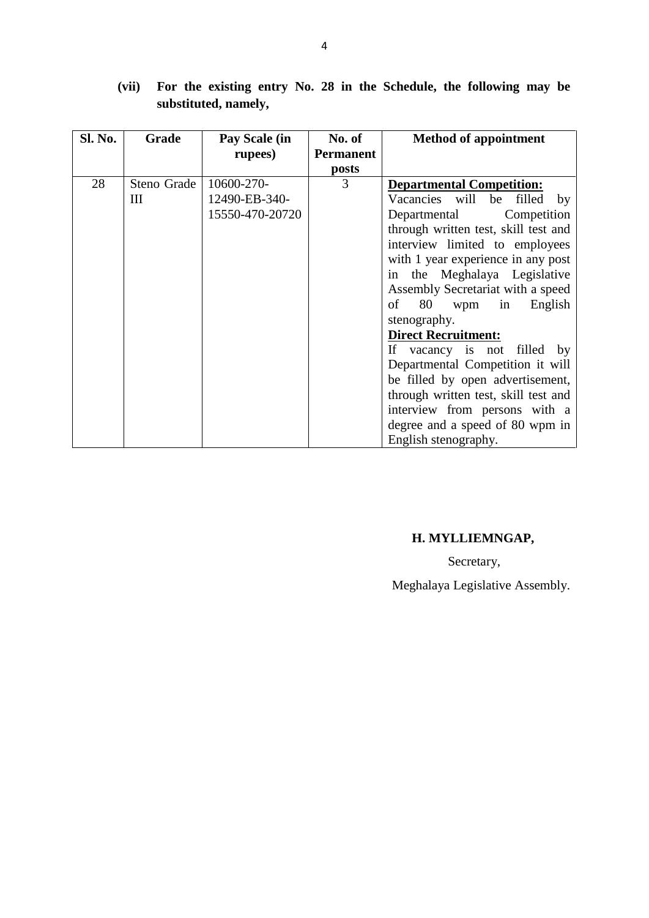**(vii) For the existing entry No. 28 in the Schedule, the following may be substituted, namely,**

| Sl. No. | Grade | Pay Scale (in rupees) | No. of Permanent posts | Method of appointment |
|---|---|---|---|---|
| 28 | Steno Grade III | 10600-270-12490-EB-340-15550-470-20720 | 3 | **Departmental Competition:** Vacancies will be filled by Departmental Competition through written test, skill test and interview limited to employees with 1 year experience in any post in the Meghalaya Legislative Assembly Secretariat with a speed of 80 wpm in English stenography. **Direct Recruitment:** If vacancy is not filled by Departmental Competition it will be filled by open advertisement, through written test, skill test and interview from persons with a degree and a speed of 80 wpm in English stenography. |

**H. MYLLIEMNGAP,**

Secretary,

Meghalaya Legislative Assembly.